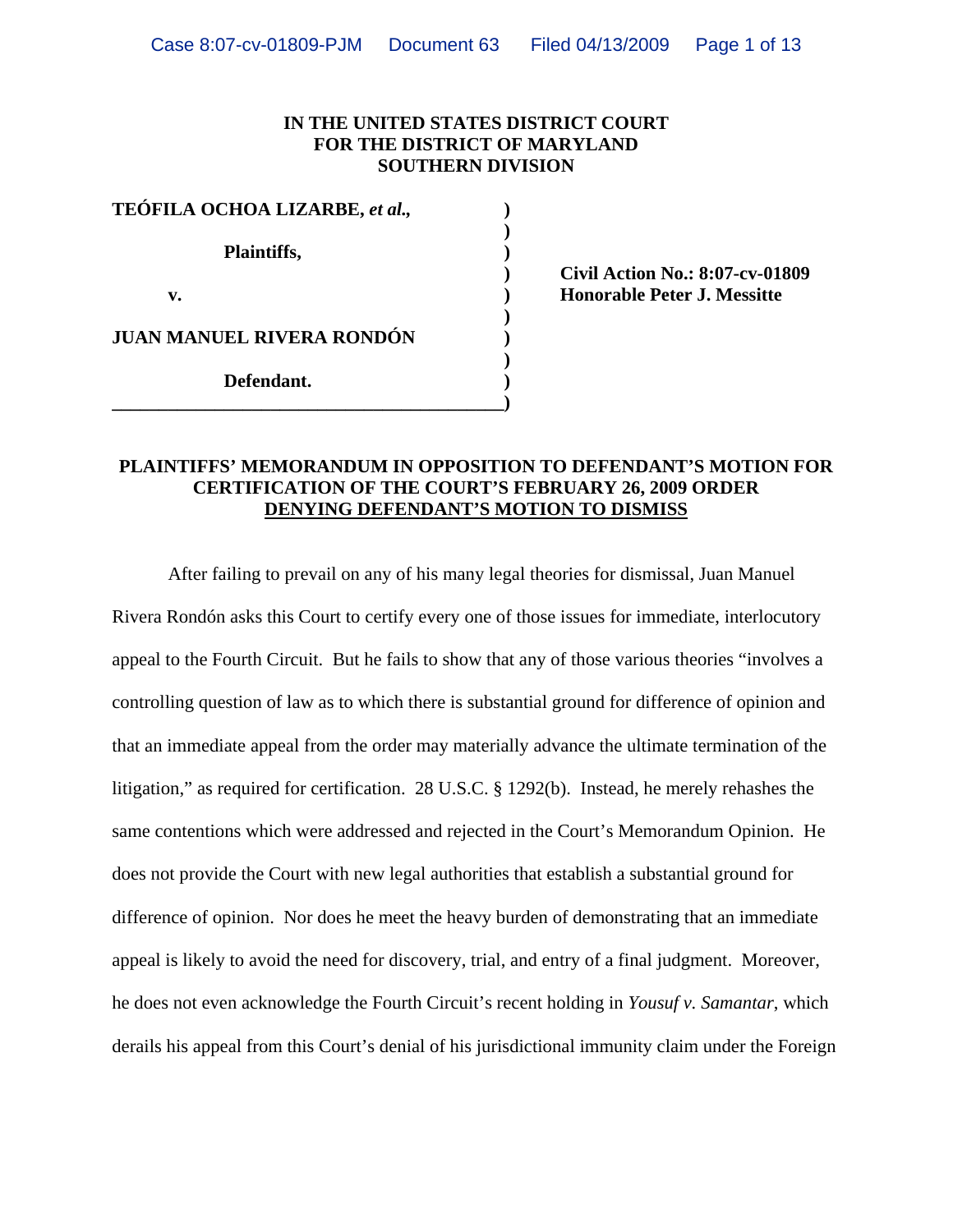**IN THE UNITED STATES DISTRICT COURT**
**FOR THE DISTRICT OF MARYLAND**
**SOUTHERN DIVISION**

| | |
|---|---|
| **TEÓFILA OCHOA LIZARBE, *et al.*,** | |
| **Plaintiffs,** | |
| **v.** | **Civil Action No.: 8:07-cv-01809** **Honorable Peter J. Messitte** |
| **JUAN MANUEL RIVERA RONDÓN** | |
| **Defendant.** | |

**PLAINTIFFS' MEMORANDUM IN OPPOSITION TO DEFENDANT'S MOTION FOR CERTIFICATION OF THE COURT'S FEBRUARY 26, 2009 ORDER DENYING DEFENDANT'S MOTION TO DISMISS**

After failing to prevail on any of his many legal theories for dismissal, Juan Manuel Rivera Rondón asks this Court to certify every one of those issues for immediate, interlocutory appeal to the Fourth Circuit. But he fails to show that any of those various theories "involves a controlling question of law as to which there is substantial ground for difference of opinion and that an immediate appeal from the order may materially advance the ultimate termination of the litigation," as required for certification. 28 U.S.C. § 1292(b). Instead, he merely rehashes the same contentions which were addressed and rejected in the Court's Memorandum Opinion. He does not provide the Court with new legal authorities that establish a substantial ground for difference of opinion. Nor does he meet the heavy burden of demonstrating that an immediate appeal is likely to avoid the need for discovery, trial, and entry of a final judgment. Moreover, he does not even acknowledge the Fourth Circuit's recent holding in *Yousuf v. Samantar*, which derails his appeal from this Court's denial of his jurisdictional immunity claim under the Foreign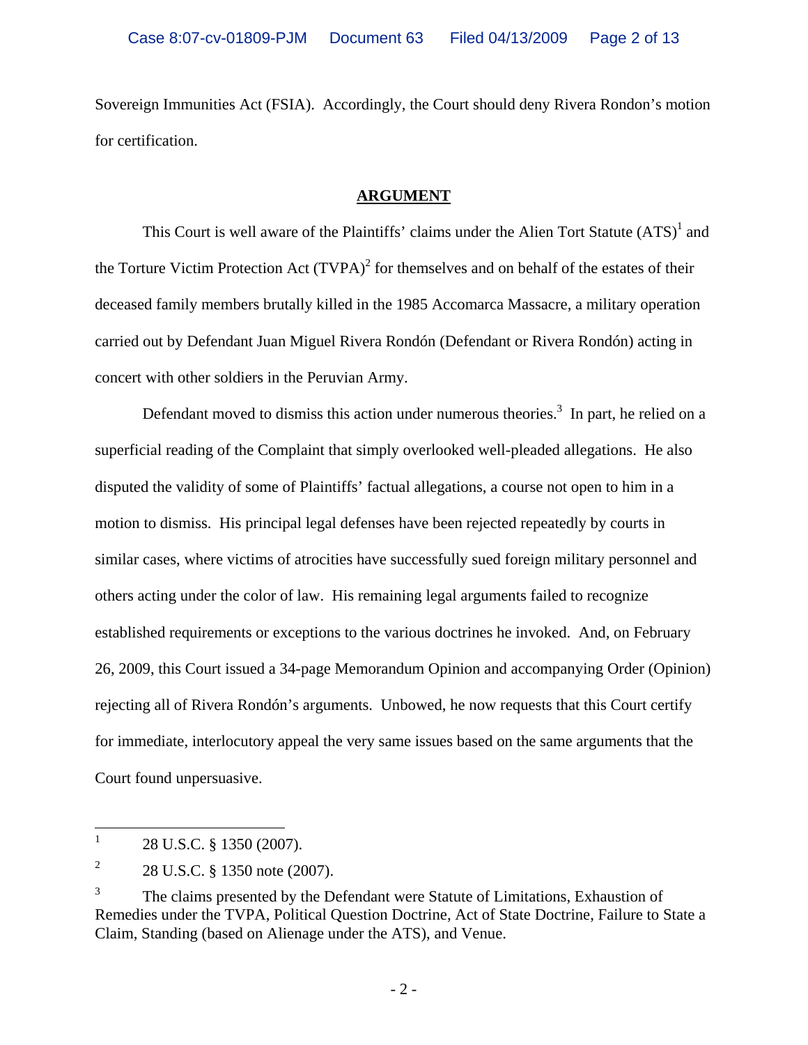Sovereign Immunities Act (FSIA). Accordingly, the Court should deny Rivera Rondon's motion for certification.

## ARGUMENT

This Court is well aware of the Plaintiffs' claims under the Alien Tort Statute (ATS)[1] and the Torture Victim Protection Act (TVPA)[2] for themselves and on behalf of the estates of their deceased family members brutally killed in the 1985 Accomarca Massacre, a military operation carried out by Defendant Juan Miguel Rivera Rondón (Defendant or Rivera Rondón) acting in concert with other soldiers in the Peruvian Army.

Defendant moved to dismiss this action under numerous theories.[3] In part, he relied on a superficial reading of the Complaint that simply overlooked well-pleaded allegations. He also disputed the validity of some of Plaintiffs' factual allegations, a course not open to him in a motion to dismiss. His principal legal defenses have been rejected repeatedly by courts in similar cases, where victims of atrocities have successfully sued foreign military personnel and others acting under the color of law. His remaining legal arguments failed to recognize established requirements or exceptions to the various doctrines he invoked. And, on February 26, 2009, this Court issued a 34-page Memorandum Opinion and accompanying Order (Opinion) rejecting all of Rivera Rondón's arguments. Unbowed, he now requests that this Court certify for immediate, interlocutory appeal the very same issues based on the same arguments that the Court found unpersuasive.

---

[1] 28 U.S.C. § 1350 (2007).

[2] 28 U.S.C. § 1350 note (2007).

[3] The claims presented by the Defendant were Statute of Limitations, Exhaustion of Remedies under the TVPA, Political Question Doctrine, Act of State Doctrine, Failure to State a Claim, Standing (based on Alienage under the ATS), and Venue.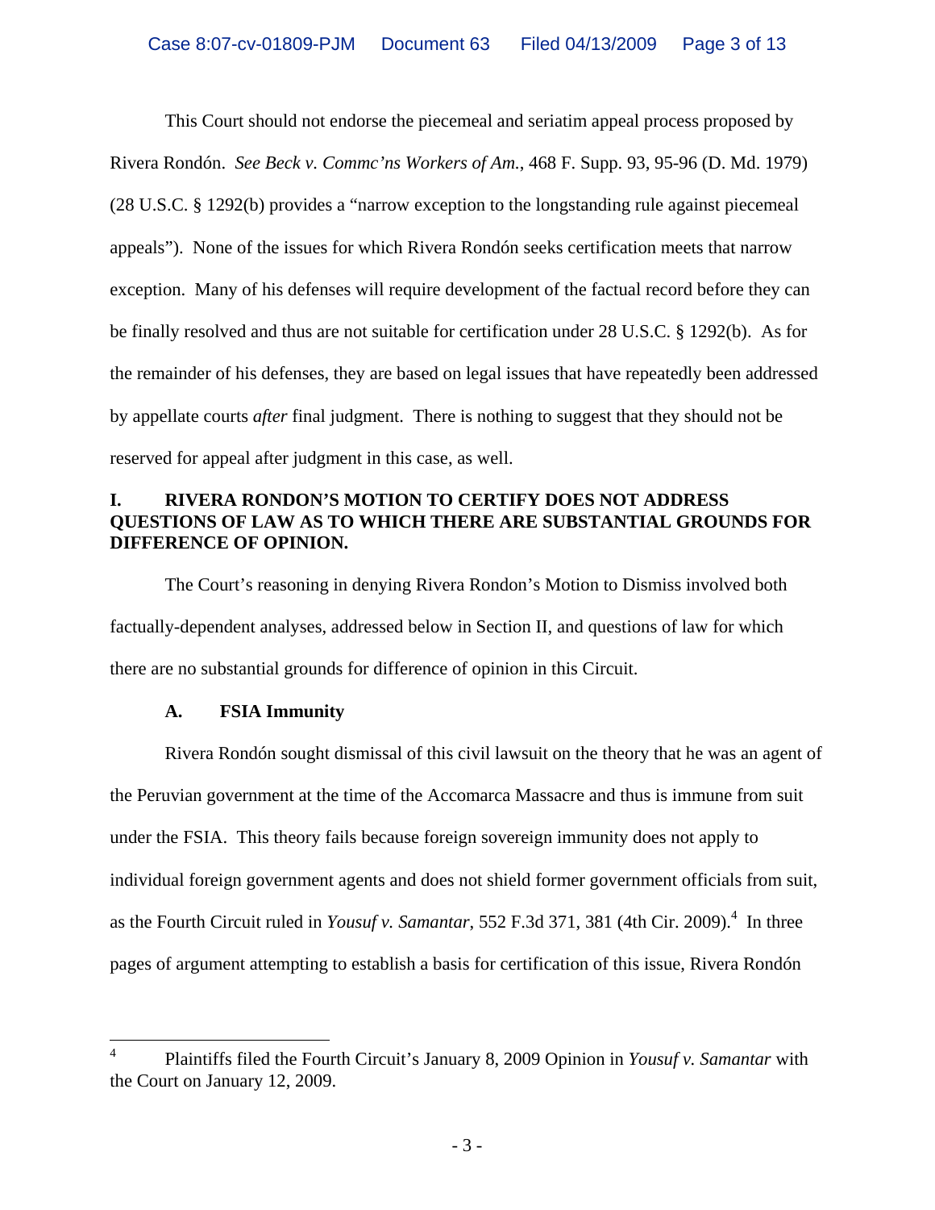This Court should not endorse the piecemeal and seriatim appeal process proposed by Rivera Rondón. *See Beck v. Commc'ns Workers of Am.*, 468 F. Supp. 93, 95-96 (D. Md. 1979) (28 U.S.C. § 1292(b) provides a "narrow exception to the longstanding rule against piecemeal appeals"). None of the issues for which Rivera Rondón seeks certification meets that narrow exception. Many of his defenses will require development of the factual record before they can be finally resolved and thus are not suitable for certification under 28 U.S.C. § 1292(b). As for the remainder of his defenses, they are based on legal issues that have repeatedly been addressed by appellate courts *after* final judgment. There is nothing to suggest that they should not be reserved for appeal after judgment in this case, as well.

## I. RIVERA RONDON'S MOTION TO CERTIFY DOES NOT ADDRESS QUESTIONS OF LAW AS TO WHICH THERE ARE SUBSTANTIAL GROUNDS FOR DIFFERENCE OF OPINION.

The Court's reasoning in denying Rivera Rondon's Motion to Dismiss involved both factually-dependent analyses, addressed below in Section II, and questions of law for which there are no substantial grounds for difference of opinion in this Circuit.

### A. FSIA Immunity

Rivera Rondón sought dismissal of this civil lawsuit on the theory that he was an agent of the Peruvian government at the time of the Accomarca Massacre and thus is immune from suit under the FSIA. This theory fails because foreign sovereign immunity does not apply to individual foreign government agents and does not shield former government officials from suit, as the Fourth Circuit ruled in *Yousuf v. Samantar*, 552 F.3d 371, 381 (4th Cir. 2009).[4] In three pages of argument attempting to establish a basis for certification of this issue, Rivera Rondón

[4] Plaintiffs filed the Fourth Circuit's January 8, 2009 Opinion in *Yousuf v. Samantar* with the Court on January 12, 2009.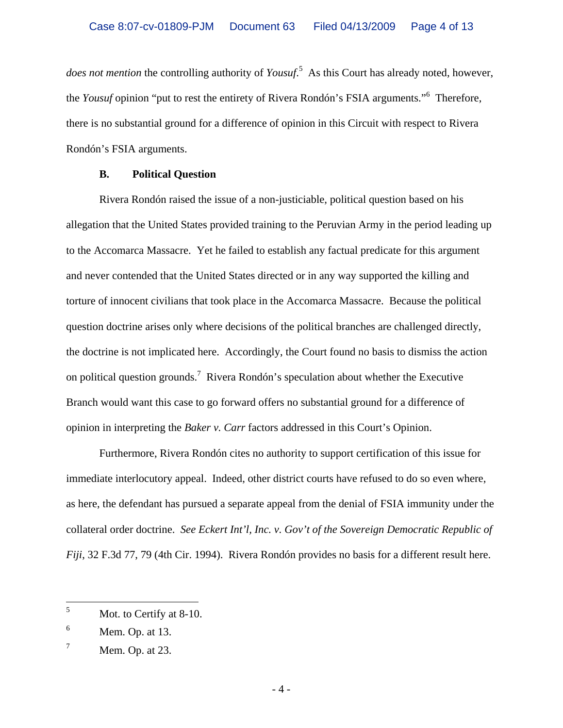*does not mention* the controlling authority of *Yousuf*.[5] As this Court has already noted, however, the *Yousuf* opinion "put to rest the entirety of Rivera Rondón's FSIA arguments."[6] Therefore, there is no substantial ground for a difference of opinion in this Circuit with respect to Rivera Rondón's FSIA arguments.

### B. Political Question

Rivera Rondón raised the issue of a non-justiciable, political question based on his allegation that the United States provided training to the Peruvian Army in the period leading up to the Accomarca Massacre. Yet he failed to establish any factual predicate for this argument and never contended that the United States directed or in any way supported the killing and torture of innocent civilians that took place in the Accomarca Massacre. Because the political question doctrine arises only where decisions of the political branches are challenged directly, the doctrine is not implicated here. Accordingly, the Court found no basis to dismiss the action on political question grounds.[7] Rivera Rondón's speculation about whether the Executive Branch would want this case to go forward offers no substantial ground for a difference of opinion in interpreting the *Baker v. Carr* factors addressed in this Court's Opinion.

Furthermore, Rivera Rondón cites no authority to support certification of this issue for immediate interlocutory appeal. Indeed, other district courts have refused to do so even where, as here, the defendant has pursued a separate appeal from the denial of FSIA immunity under the collateral order doctrine. *See Eckert Int'l, Inc. v. Gov't of the Sovereign Democratic Republic of Fiji*, 32 F.3d 77, 79 (4th Cir. 1994). Rivera Rondón provides no basis for a different result here.

---

[5] Mot. to Certify at 8-10.

[6] Mem. Op. at 13.

[7] Mem. Op. at 23.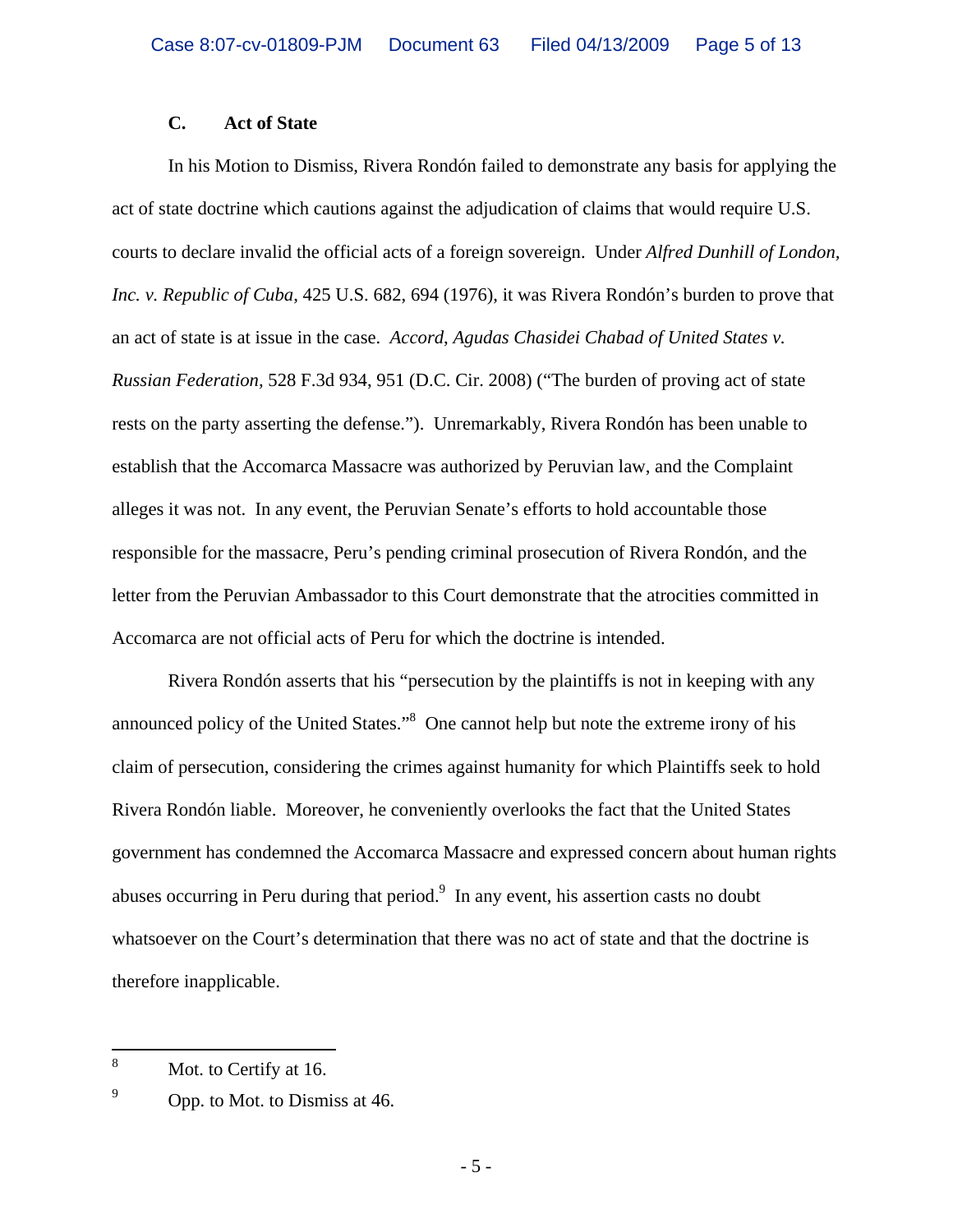### C. Act of State

In his Motion to Dismiss, Rivera Rondón failed to demonstrate any basis for applying the act of state doctrine which cautions against the adjudication of claims that would require U.S. courts to declare invalid the official acts of a foreign sovereign. Under *Alfred Dunhill of London, Inc. v. Republic of Cuba*, 425 U.S. 682, 694 (1976), it was Rivera Rondón's burden to prove that an act of state is at issue in the case. *Accord*, *Agudas Chasidei Chabad of United States v. Russian Federation*, 528 F.3d 934, 951 (D.C. Cir. 2008) ("The burden of proving act of state rests on the party asserting the defense."). Unremarkably, Rivera Rondón has been unable to establish that the Accomarca Massacre was authorized by Peruvian law, and the Complaint alleges it was not. In any event, the Peruvian Senate's efforts to hold accountable those responsible for the massacre, Peru's pending criminal prosecution of Rivera Rondón, and the letter from the Peruvian Ambassador to this Court demonstrate that the atrocities committed in Accomarca are not official acts of Peru for which the doctrine is intended.

Rivera Rondón asserts that his "persecution by the plaintiffs is not in keeping with any announced policy of the United States."[8] One cannot help but note the extreme irony of his claim of persecution, considering the crimes against humanity for which Plaintiffs seek to hold Rivera Rondón liable. Moreover, he conveniently overlooks the fact that the United States government has condemned the Accomarca Massacre and expressed concern about human rights abuses occurring in Peru during that period.[9] In any event, his assertion casts no doubt whatsoever on the Court's determination that there was no act of state and that the doctrine is therefore inapplicable.

---

[8] Mot. to Certify at 16.

[9] Opp. to Mot. to Dismiss at 46.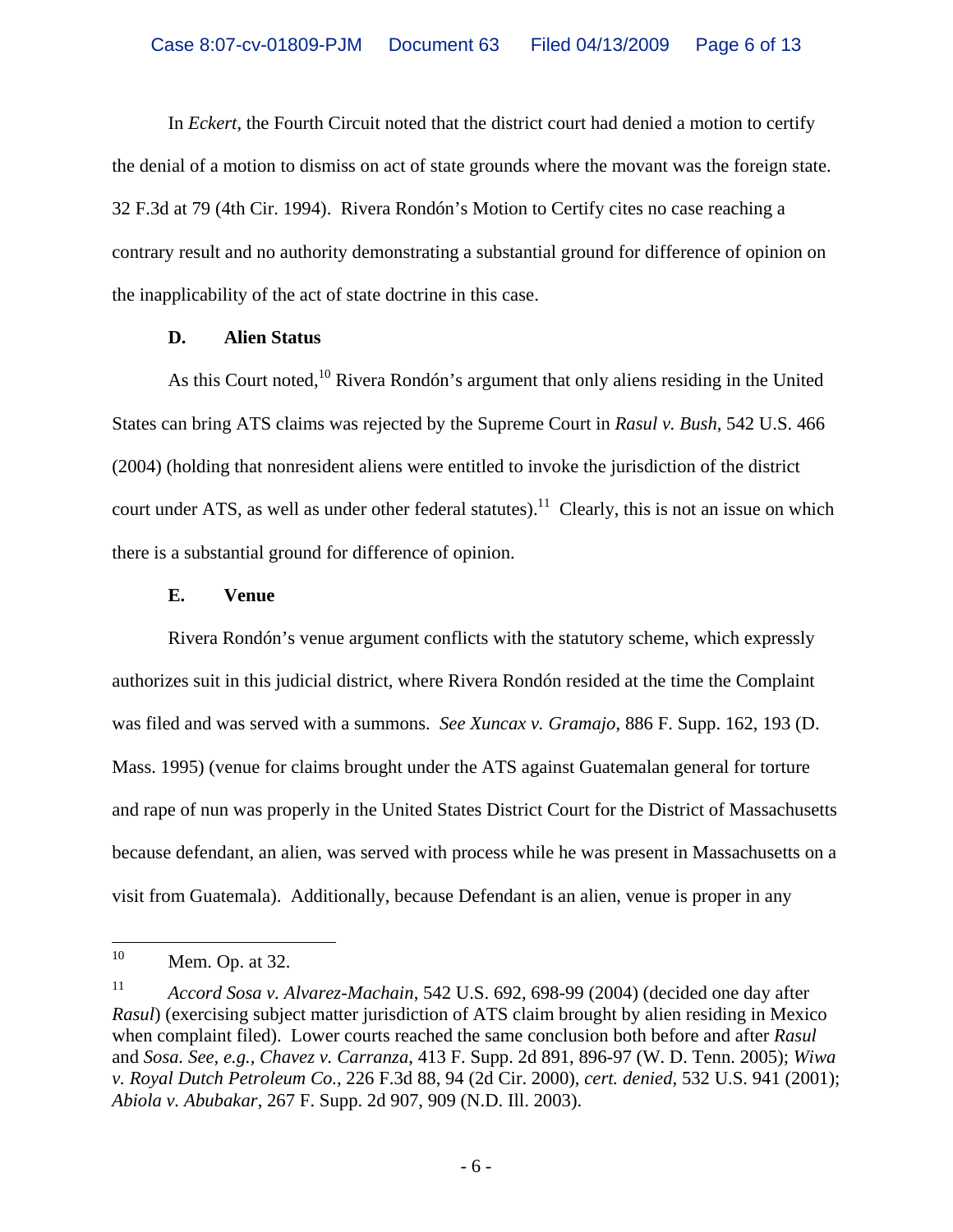In *Eckert,* the Fourth Circuit noted that the district court had denied a motion to certify the denial of a motion to dismiss on act of state grounds where the movant was the foreign state. 32 F.3d at 79 (4th Cir. 1994). Rivera Rondón's Motion to Certify cites no case reaching a contrary result and no authority demonstrating a substantial ground for difference of opinion on the inapplicability of the act of state doctrine in this case.

**D. Alien Status**

As this Court noted,[10] Rivera Rondón's argument that only aliens residing in the United States can bring ATS claims was rejected by the Supreme Court in *Rasul v. Bush*, 542 U.S. 466 (2004) (holding that nonresident aliens were entitled to invoke the jurisdiction of the district court under ATS, as well as under other federal statutes).[11] Clearly, this is not an issue on which there is a substantial ground for difference of opinion.

**E. Venue**

Rivera Rondón's venue argument conflicts with the statutory scheme, which expressly authorizes suit in this judicial district, where Rivera Rondón resided at the time the Complaint was filed and was served with a summons. *See Xuncax v. Gramajo*, 886 F. Supp. 162, 193 (D. Mass. 1995) (venue for claims brought under the ATS against Guatemalan general for torture and rape of nun was properly in the United States District Court for the District of Massachusetts because defendant, an alien, was served with process while he was present in Massachusetts on a visit from Guatemala). Additionally, because Defendant is an alien, venue is proper in any

---

[10] Mem. Op. at 32.

[11] *Accord Sosa v. Alvarez-Machain*, 542 U.S. 692, 698-99 (2004) (decided one day after *Rasul*) (exercising subject matter jurisdiction of ATS claim brought by alien residing in Mexico when complaint filed). Lower courts reached the same conclusion both before and after *Rasul* and *Sosa*. *See, e.g., Chavez v. Carranza*, 413 F. Supp. 2d 891, 896-97 (W. D. Tenn. 2005); *Wiwa v. Royal Dutch Petroleum Co.*, 226 F.3d 88, 94 (2d Cir. 2000), *cert. denied,* 532 U.S. 941 (2001); *Abiola v. Abubakar*, 267 F. Supp. 2d 907, 909 (N.D. Ill. 2003).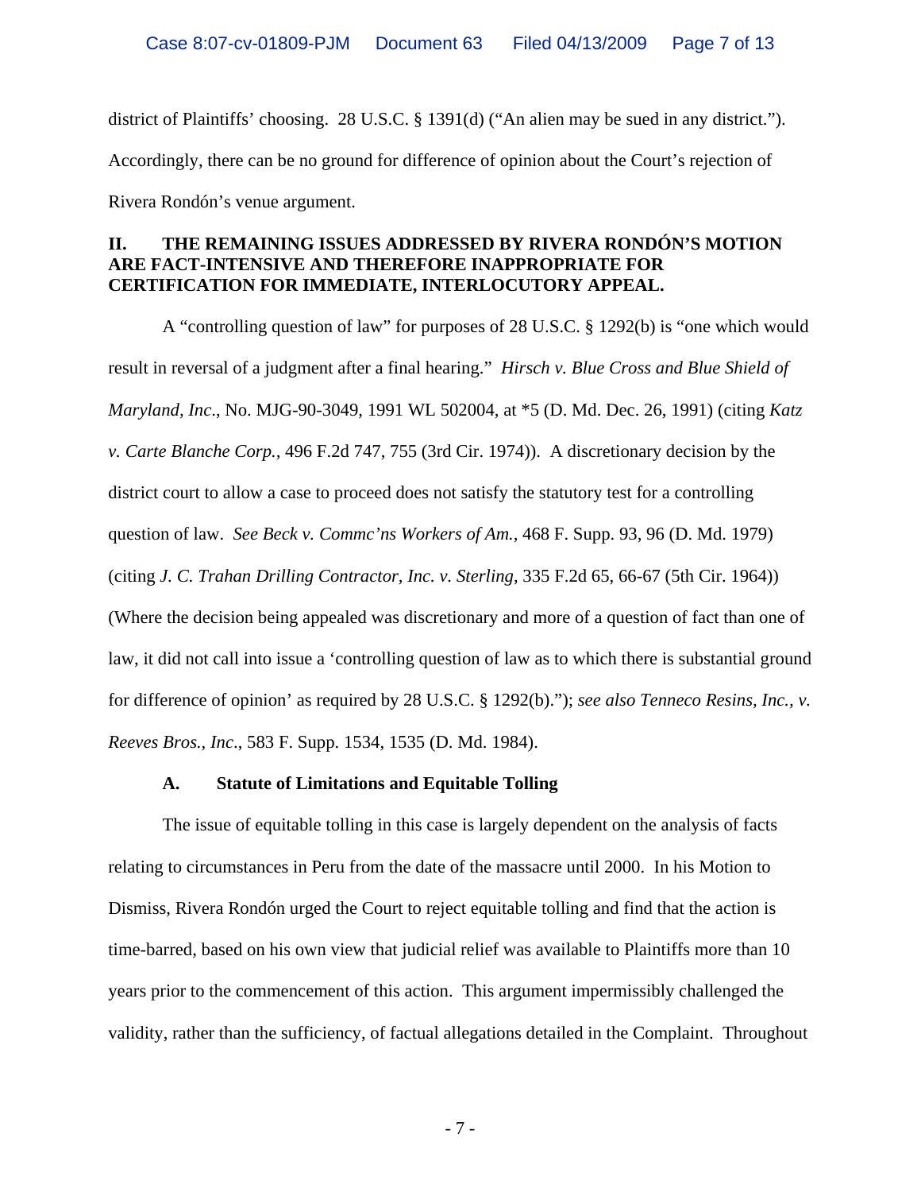district of Plaintiffs' choosing. 28 U.S.C. § 1391(d) ("An alien may be sued in any district."). Accordingly, there can be no ground for difference of opinion about the Court's rejection of Rivera Rondón's venue argument.

## II. THE REMAINING ISSUES ADDRESSED BY RIVERA RONDÓN'S MOTION ARE FACT-INTENSIVE AND THEREFORE INAPPROPRIATE FOR CERTIFICATION FOR IMMEDIATE, INTERLOCUTORY APPEAL.

A "controlling question of law" for purposes of 28 U.S.C. § 1292(b) is "one which would result in reversal of a judgment after a final hearing." *Hirsch v. Blue Cross and Blue Shield of Maryland, Inc*., No. MJG-90-3049, 1991 WL 502004, at *5 (D. Md. Dec. 26, 1991) (citing *Katz v. Carte Blanche Corp.*, 496 F.2d 747, 755 (3rd Cir. 1974)). A discretionary decision by the district court to allow a case to proceed does not satisfy the statutory test for a controlling question of law. *See Beck v. Commc'ns Workers of Am.*, 468 F. Supp. 93, 96 (D. Md. 1979) (citing *J. C. Trahan Drilling Contractor, Inc. v. Sterling*, 335 F.2d 65, 66-67 (5th Cir. 1964)) (Where the decision being appealed was discretionary and more of a question of fact than one of law, it did not call into issue a 'controlling question of law as to which there is substantial ground for difference of opinion' as required by 28 U.S.C. § 1292(b)."); *see also Tenneco Resins, Inc., v. Reeves Bros., Inc*., 583 F. Supp. 1534, 1535 (D. Md. 1984).

### A. Statute of Limitations and Equitable Tolling

The issue of equitable tolling in this case is largely dependent on the analysis of facts relating to circumstances in Peru from the date of the massacre until 2000. In his Motion to Dismiss, Rivera Rondón urged the Court to reject equitable tolling and find that the action is time-barred, based on his own view that judicial relief was available to Plaintiffs more than 10 years prior to the commencement of this action. This argument impermissibly challenged the validity, rather than the sufficiency, of factual allegations detailed in the Complaint. Throughout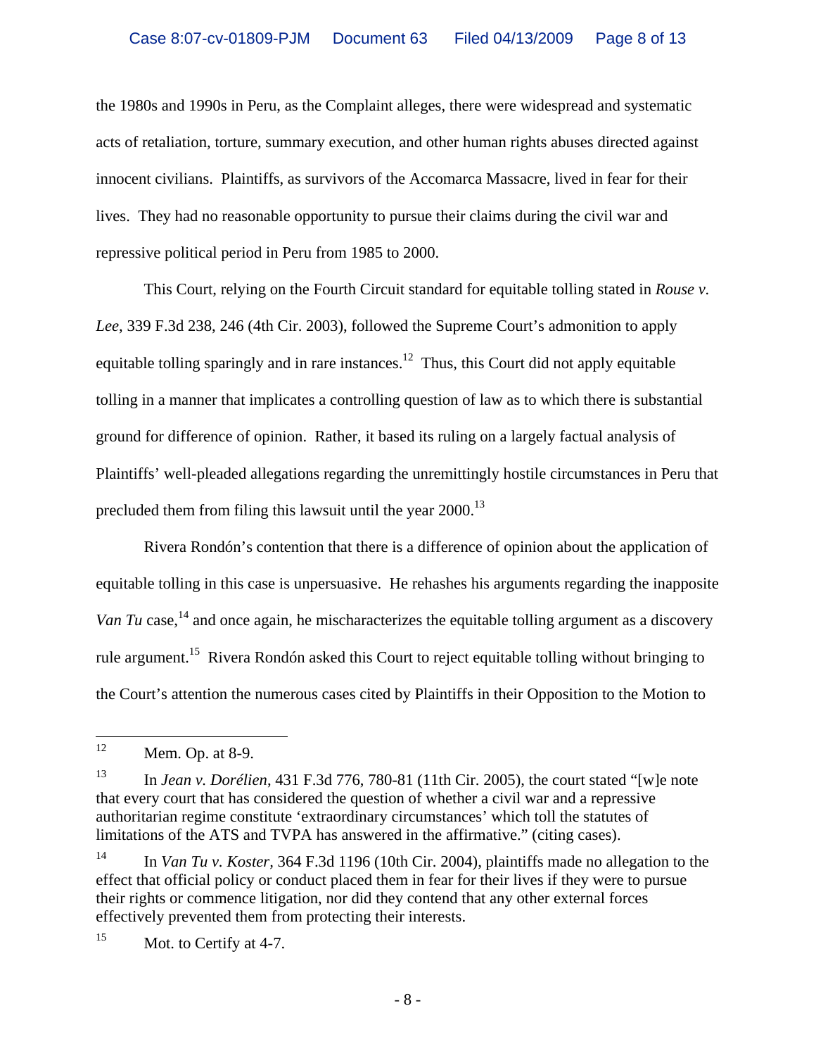the 1980s and 1990s in Peru, as the Complaint alleges, there were widespread and systematic acts of retaliation, torture, summary execution, and other human rights abuses directed against innocent civilians. Plaintiffs, as survivors of the Accomarca Massacre, lived in fear for their lives. They had no reasonable opportunity to pursue their claims during the civil war and repressive political period in Peru from 1985 to 2000.

This Court, relying on the Fourth Circuit standard for equitable tolling stated in *Rouse v. Lee*, 339 F.3d 238, 246 (4th Cir. 2003), followed the Supreme Court's admonition to apply equitable tolling sparingly and in rare instances.[12] Thus, this Court did not apply equitable tolling in a manner that implicates a controlling question of law as to which there is substantial ground for difference of opinion. Rather, it based its ruling on a largely factual analysis of Plaintiffs' well-pleaded allegations regarding the unremittingly hostile circumstances in Peru that precluded them from filing this lawsuit until the year 2000.[13]

Rivera Rondón's contention that there is a difference of opinion about the application of equitable tolling in this case is unpersuasive. He rehashes his arguments regarding the inapposite *Van Tu* case,[14] and once again, he mischaracterizes the equitable tolling argument as a discovery rule argument.[15] Rivera Rondón asked this Court to reject equitable tolling without bringing to the Court's attention the numerous cases cited by Plaintiffs in their Opposition to the Motion to

---

[12] Mem. Op. at 8-9.

[13] In *Jean v. Dorélien*, 431 F.3d 776, 780-81 (11th Cir. 2005), the court stated "[w]e note that every court that has considered the question of whether a civil war and a repressive authoritarian regime constitute 'extraordinary circumstances' which toll the statutes of limitations of the ATS and TVPA has answered in the affirmative." (citing cases).

[14] In *Van Tu v. Koster*, 364 F.3d 1196 (10th Cir. 2004), plaintiffs made no allegation to the effect that official policy or conduct placed them in fear for their lives if they were to pursue their rights or commence litigation, nor did they contend that any other external forces effectively prevented them from protecting their interests.

[15] Mot. to Certify at 4-7.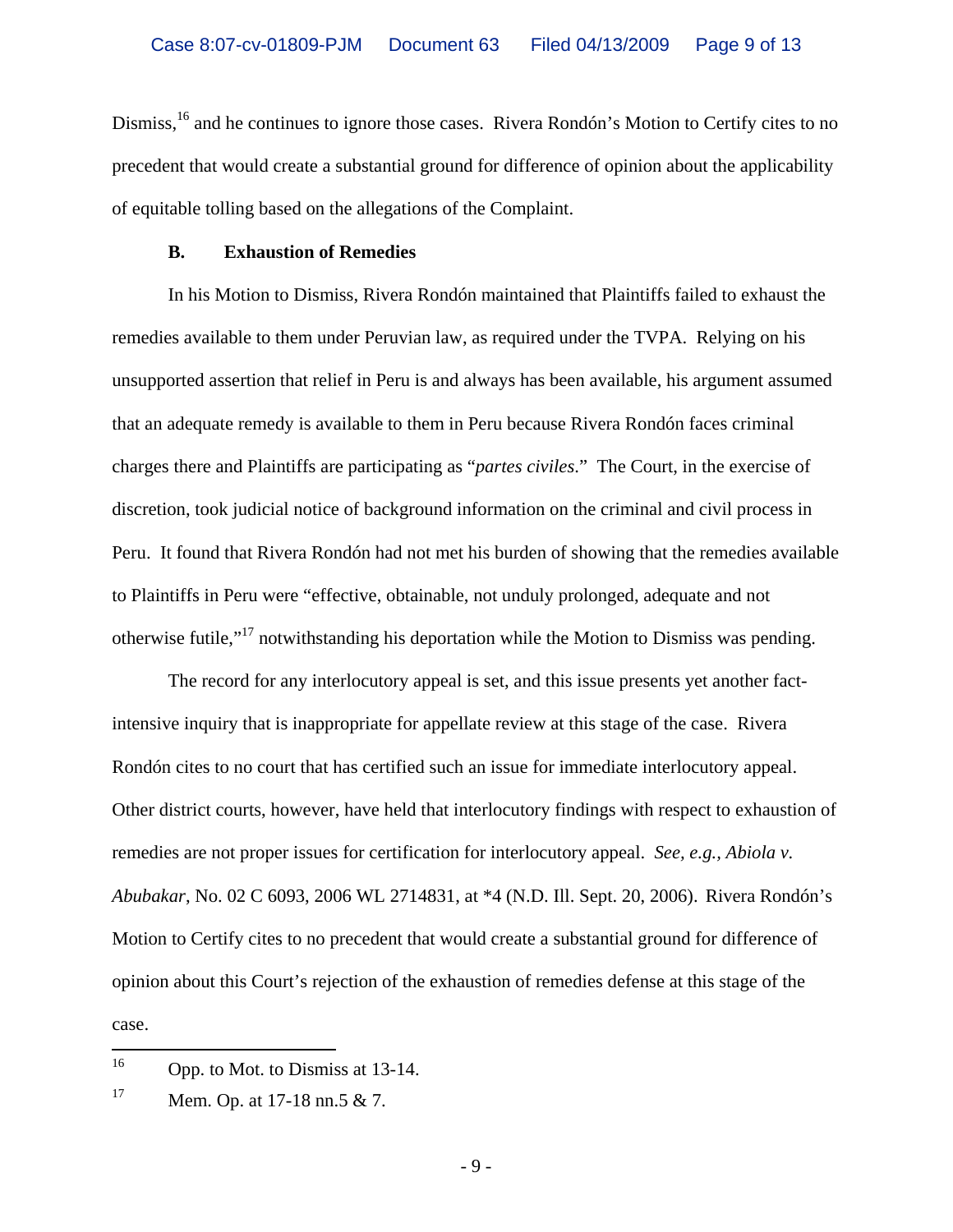Dismiss,[16] and he continues to ignore those cases. Rivera Rondón's Motion to Certify cites to no precedent that would create a substantial ground for difference of opinion about the applicability of equitable tolling based on the allegations of the Complaint.

### B. Exhaustion of Remedies

In his Motion to Dismiss, Rivera Rondón maintained that Plaintiffs failed to exhaust the remedies available to them under Peruvian law, as required under the TVPA. Relying on his unsupported assertion that relief in Peru is and always has been available, his argument assumed that an adequate remedy is available to them in Peru because Rivera Rondón faces criminal charges there and Plaintiffs are participating as "*partes civiles*." The Court, in the exercise of discretion, took judicial notice of background information on the criminal and civil process in Peru. It found that Rivera Rondón had not met his burden of showing that the remedies available to Plaintiffs in Peru were "effective, obtainable, not unduly prolonged, adequate and not otherwise futile,"[17] notwithstanding his deportation while the Motion to Dismiss was pending.

The record for any interlocutory appeal is set, and this issue presents yet another fact-intensive inquiry that is inappropriate for appellate review at this stage of the case. Rivera Rondón cites to no court that has certified such an issue for immediate interlocutory appeal. Other district courts, however, have held that interlocutory findings with respect to exhaustion of remedies are not proper issues for certification for interlocutory appeal. *See, e.g., Abiola v. Abubakar*, No. 02 C 6093, 2006 WL 2714831, at *4 (N.D. Ill. Sept. 20, 2006). Rivera Rondón's Motion to Certify cites to no precedent that would create a substantial ground for difference of opinion about this Court's rejection of the exhaustion of remedies defense at this stage of the case.

---

[16] Opp. to Mot. to Dismiss at 13-14.

[17] Mem. Op. at 17-18 nn.5 & 7.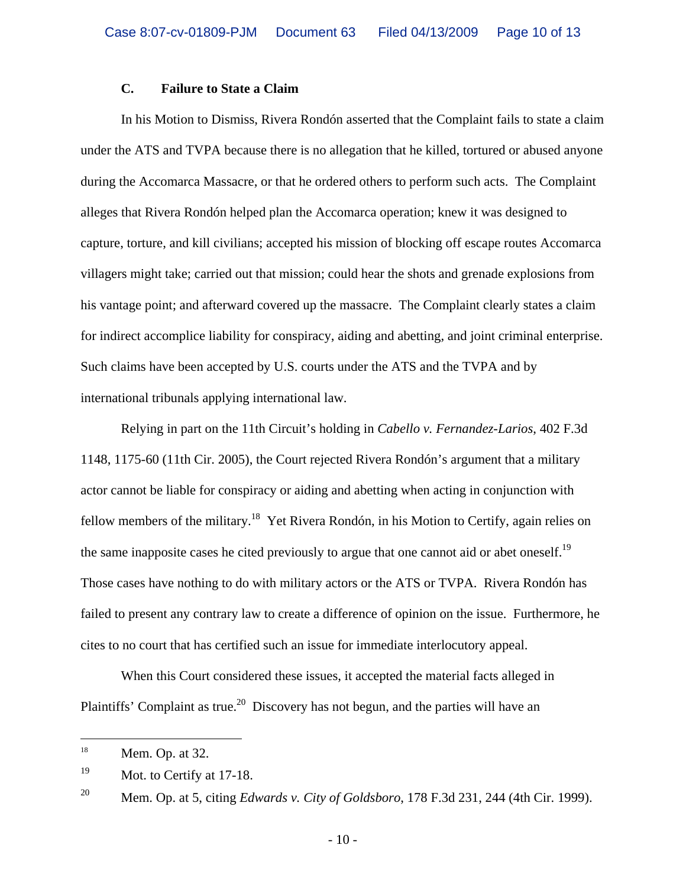### C. Failure to State a Claim

In his Motion to Dismiss, Rivera Rondón asserted that the Complaint fails to state a claim under the ATS and TVPA because there is no allegation that he killed, tortured or abused anyone during the Accomarca Massacre, or that he ordered others to perform such acts. The Complaint alleges that Rivera Rondón helped plan the Accomarca operation; knew it was designed to capture, torture, and kill civilians; accepted his mission of blocking off escape routes Accomarca villagers might take; carried out that mission; could hear the shots and grenade explosions from his vantage point; and afterward covered up the massacre. The Complaint clearly states a claim for indirect accomplice liability for conspiracy, aiding and abetting, and joint criminal enterprise. Such claims have been accepted by U.S. courts under the ATS and the TVPA and by international tribunals applying international law.

Relying in part on the 11th Circuit's holding in *Cabello v. Fernandez-Larios*, 402 F.3d 1148, 1175-60 (11th Cir. 2005), the Court rejected Rivera Rondón's argument that a military actor cannot be liable for conspiracy or aiding and abetting when acting in conjunction with fellow members of the military.[18] Yet Rivera Rondón, in his Motion to Certify, again relies on the same inapposite cases he cited previously to argue that one cannot aid or abet oneself.[19] Those cases have nothing to do with military actors or the ATS or TVPA. Rivera Rondón has failed to present any contrary law to create a difference of opinion on the issue. Furthermore, he cites to no court that has certified such an issue for immediate interlocutory appeal.

When this Court considered these issues, it accepted the material facts alleged in Plaintiffs' Complaint as true.[20] Discovery has not begun, and the parties will have an

---

[18] Mem. Op. at 32.

[19] Mot. to Certify at 17-18.

[20] Mem. Op. at 5, citing *Edwards v. City of Goldsboro*, 178 F.3d 231, 244 (4th Cir. 1999).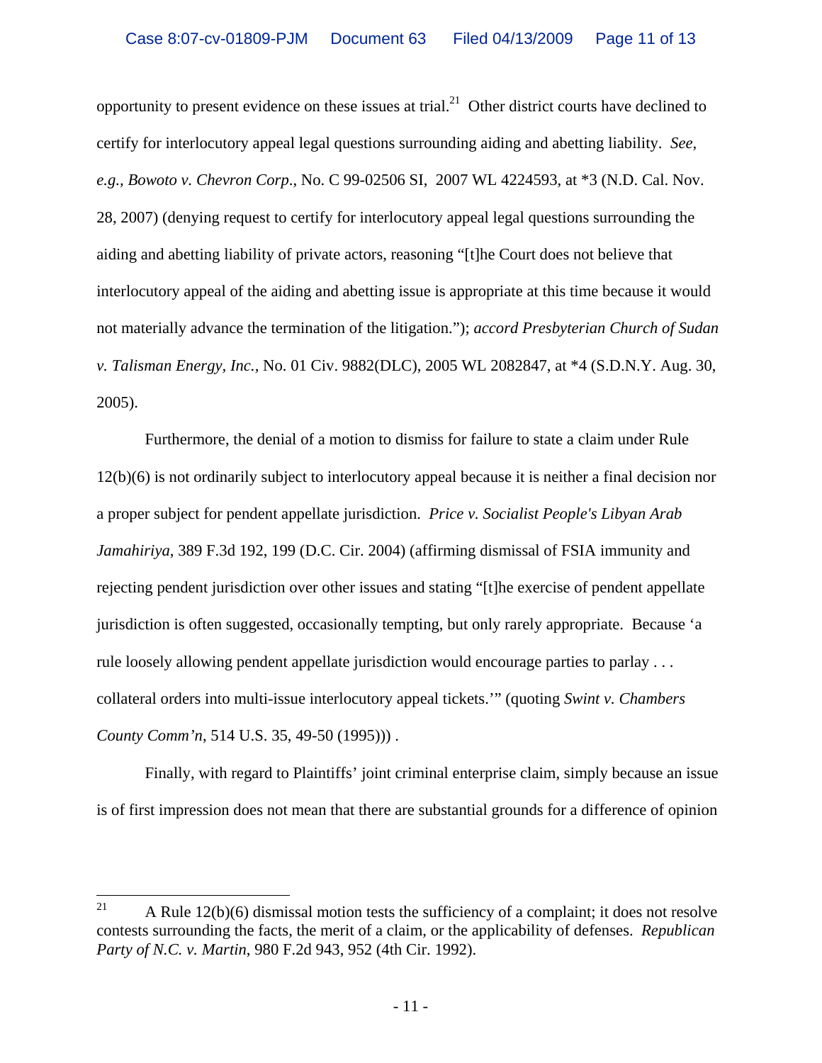opportunity to present evidence on these issues at trial.[21] Other district courts have declined to certify for interlocutory appeal legal questions surrounding aiding and abetting liability. *See, e.g., Bowoto v. Chevron Corp*., No. C 99-02506 SI, 2007 WL 4224593, at *3 (N.D. Cal. Nov. 28, 2007) (denying request to certify for interlocutory appeal legal questions surrounding the aiding and abetting liability of private actors, reasoning "[t]he Court does not believe that interlocutory appeal of the aiding and abetting issue is appropriate at this time because it would not materially advance the termination of the litigation."); *accord Presbyterian Church of Sudan v. Talisman Energy, Inc.*, No. 01 Civ. 9882(DLC), 2005 WL 2082847, at *4 (S.D.N.Y. Aug. 30, 2005).

Furthermore, the denial of a motion to dismiss for failure to state a claim under Rule 12(b)(6) is not ordinarily subject to interlocutory appeal because it is neither a final decision nor a proper subject for pendent appellate jurisdiction. *Price v. Socialist People's Libyan Arab Jamahiriya*, 389 F.3d 192, 199 (D.C. Cir. 2004) (affirming dismissal of FSIA immunity and rejecting pendent jurisdiction over other issues and stating "[t]he exercise of pendent appellate jurisdiction is often suggested, occasionally tempting, but only rarely appropriate. Because 'a rule loosely allowing pendent appellate jurisdiction would encourage parties to parlay . . . collateral orders into multi-issue interlocutory appeal tickets.'" (quoting *Swint v. Chambers County Comm'n*, 514 U.S. 35, 49-50 (1995))) .

Finally, with regard to Plaintiffs' joint criminal enterprise claim, simply because an issue is of first impression does not mean that there are substantial grounds for a difference of opinion

---

[21] A Rule 12(b)(6) dismissal motion tests the sufficiency of a complaint; it does not resolve contests surrounding the facts, the merit of a claim, or the applicability of defenses. *Republican Party of N.C. v. Martin*, 980 F.2d 943, 952 (4th Cir. 1992).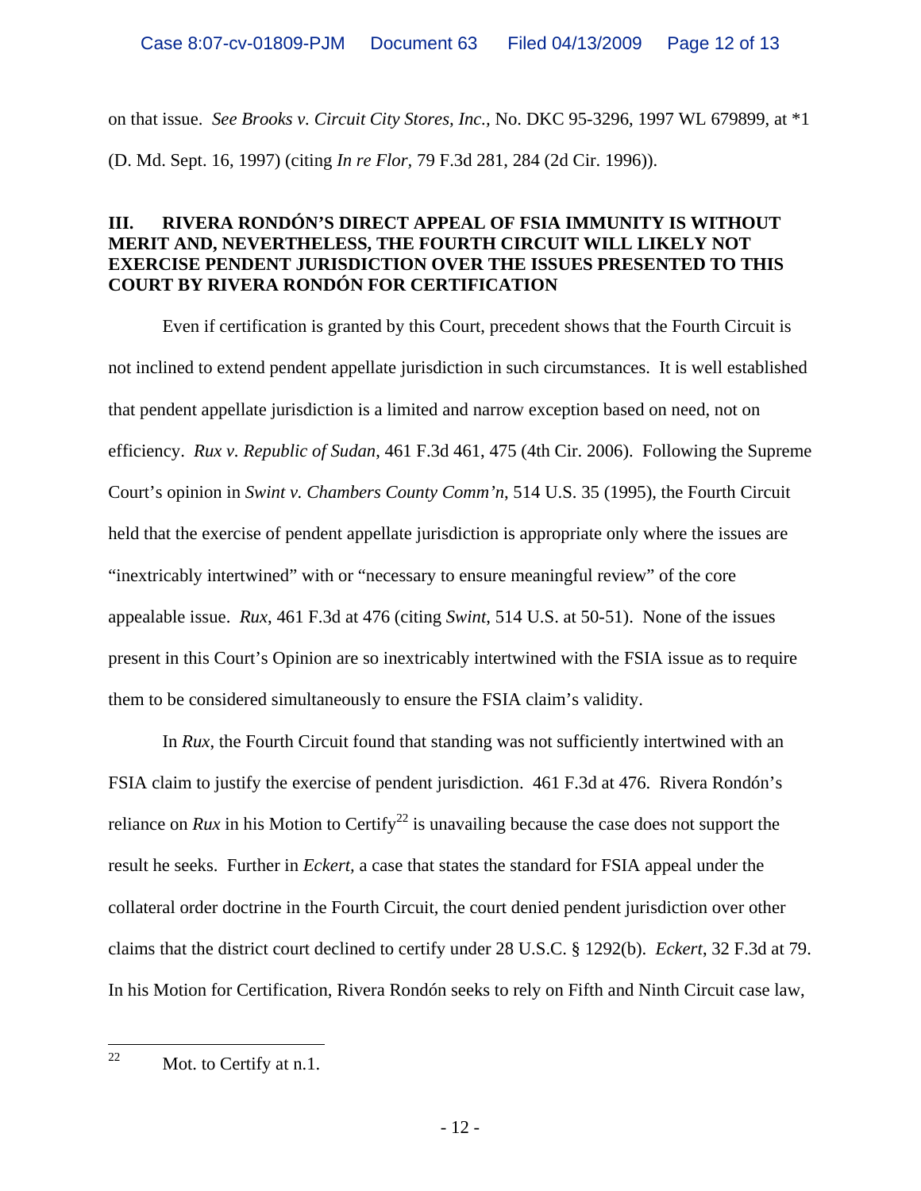on that issue. *See Brooks v. Circuit City Stores, Inc.*, No. DKC 95-3296, 1997 WL 679899, at *1 (D. Md. Sept. 16, 1997) (citing *In re Flor*, 79 F.3d 281, 284 (2d Cir. 1996)).

## III. RIVERA RONDÓN'S DIRECT APPEAL OF FSIA IMMUNITY IS WITHOUT MERIT AND, NEVERTHELESS, THE FOURTH CIRCUIT WILL LIKELY NOT EXERCISE PENDENT JURISDICTION OVER THE ISSUES PRESENTED TO THIS COURT BY RIVERA RONDÓN FOR CERTIFICATION

Even if certification is granted by this Court, precedent shows that the Fourth Circuit is not inclined to extend pendent appellate jurisdiction in such circumstances. It is well established that pendent appellate jurisdiction is a limited and narrow exception based on need, not on efficiency. *Rux v. Republic of Sudan*, 461 F.3d 461, 475 (4th Cir. 2006). Following the Supreme Court's opinion in *Swint v. Chambers County Comm'n*, 514 U.S. 35 (1995), the Fourth Circuit held that the exercise of pendent appellate jurisdiction is appropriate only where the issues are "inextricably intertwined" with or "necessary to ensure meaningful review" of the core appealable issue. *Rux*, 461 F.3d at 476 (citing *Swint*, 514 U.S. at 50-51). None of the issues present in this Court's Opinion are so inextricably intertwined with the FSIA issue as to require them to be considered simultaneously to ensure the FSIA claim's validity.

In *Rux*, the Fourth Circuit found that standing was not sufficiently intertwined with an FSIA claim to justify the exercise of pendent jurisdiction. 461 F.3d at 476. Rivera Rondón's reliance on *Rux* in his Motion to Certify[22] is unavailing because the case does not support the result he seeks. Further in *Eckert,* a case that states the standard for FSIA appeal under the collateral order doctrine in the Fourth Circuit, the court denied pendent jurisdiction over other claims that the district court declined to certify under 28 U.S.C. § 1292(b). *Eckert*, 32 F.3d at 79. In his Motion for Certification, Rivera Rondón seeks to rely on Fifth and Ninth Circuit case law,

---

[22] Mot. to Certify at n.1.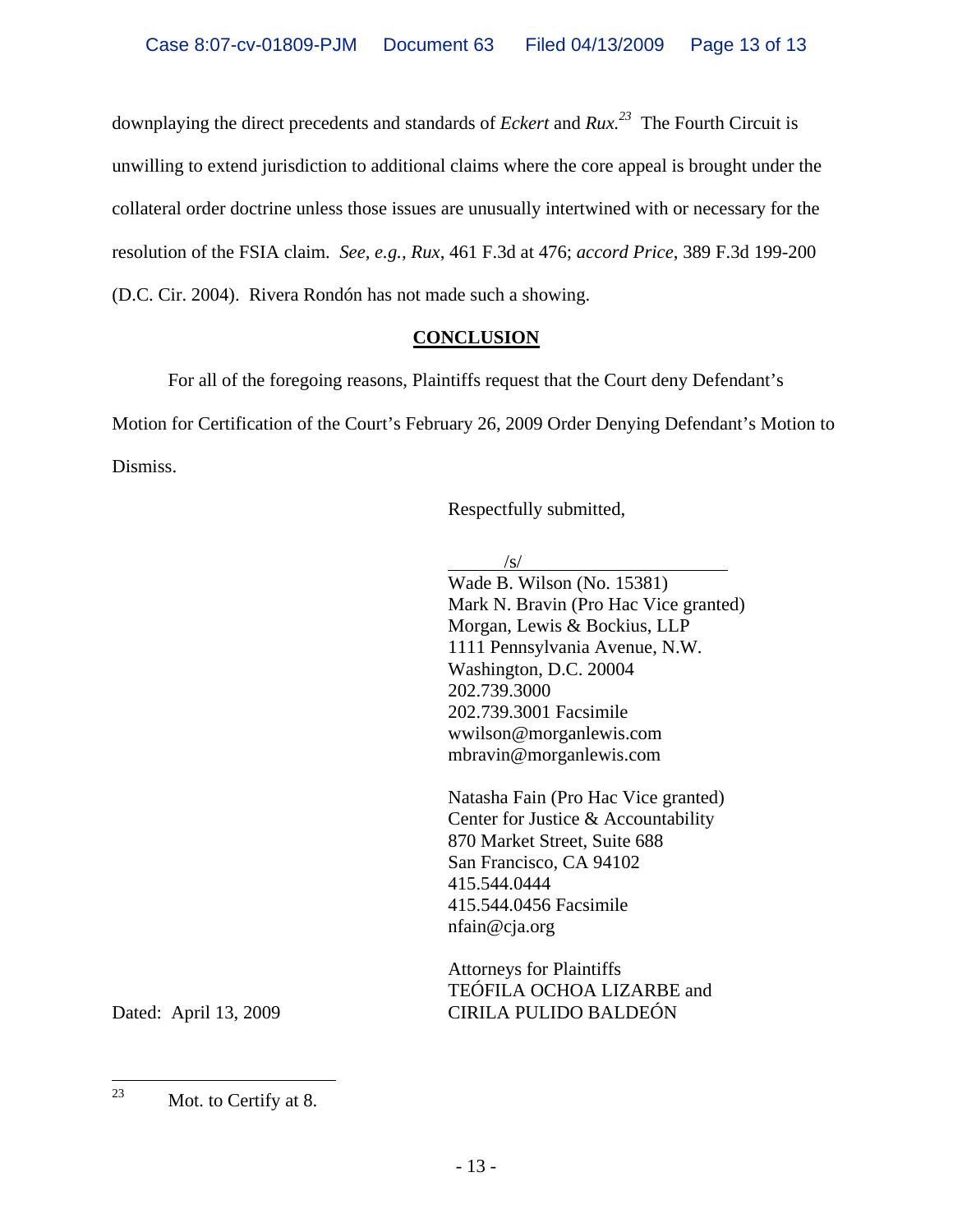downplaying the direct precedents and standards of *Eckert* and *Rux.*[23] The Fourth Circuit is unwilling to extend jurisdiction to additional claims where the core appeal is brought under the collateral order doctrine unless those issues are unusually intertwined with or necessary for the resolution of the FSIA claim. *See, e.g.*, *Rux*, 461 F.3d at 476; *accord Price*, 389 F.3d 199-200 (D.C. Cir. 2004). Rivera Rondón has not made such a showing.

## CONCLUSION

For all of the foregoing reasons, Plaintiffs request that the Court deny Defendant's Motion for Certification of the Court's February 26, 2009 Order Denying Defendant's Motion to Dismiss.

Respectfully submitted,

/s/

Wade B. Wilson (No. 15381)
Mark N. Bravin (Pro Hac Vice granted)
Morgan, Lewis & Bockius, LLP
1111 Pennsylvania Avenue, N.W.
Washington, D.C. 20004
202.739.3000
202.739.3001 Facsimile
wwilson@morganlewis.com
mbravin@morganlewis.com

Natasha Fain (Pro Hac Vice granted)
Center for Justice & Accountability
870 Market Street, Suite 688
San Francisco, CA 94102
415.544.0444
415.544.0456 Facsimile
nfain@cja.org

Attorneys for Plaintiffs
TEÓFILA OCHOA LIZARBE and
CIRILA PULIDO BALDEÓN

Dated: April 13, 2009

---

[23] Mot. to Certify at 8.